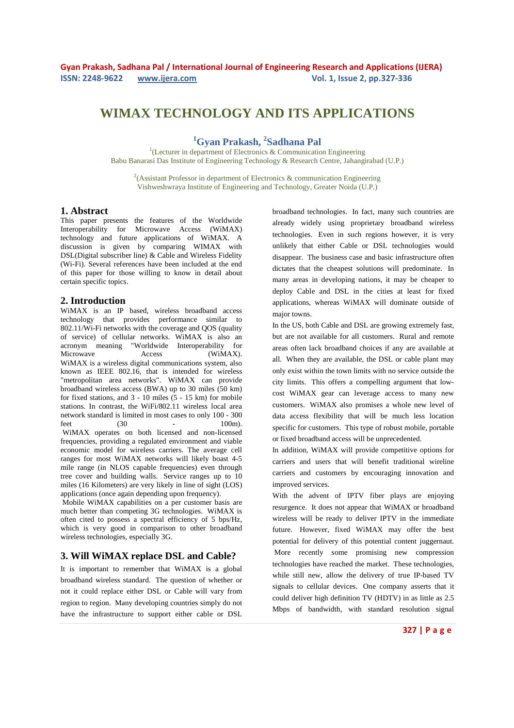# WIMAX TECHNOLOGY AND ITS APPLICATIONS

**[1]Gyan Prakash, [2]Sadhana Pal**

[1](Lecturer in department of Electronics & Communication Engineering
Babu Banarasi Das Institute of Engineering Technology & Research Centre, Jahangirabad (U.P.)

[2](Assistant Professor in department of Electronics & communication Engineering
Vishweshwraya Institute of Engineering and Technology, Greater Noida (U.P.)

## 1. Abstract

This paper presents the features of the Worldwide Interoperability for Microwave Access (WiMAX) technology and future applications of WiMAX. A discussion is given by comparing WIMAX with DSL(Digital subscriber line) & Cable and Wireless Fidelity (Wi-Fi). Several references have been included at the end of this paper for those willing to know in detail about certain specific topics.

## 2. Introduction

WiMAX is an IP based, wireless broadband access technology that provides performance similar to 802.11/Wi-Fi networks with the coverage and QOS (quality of service) of cellular networks. WiMAX is also an acronym meaning "Worldwide Interoperability for Microwave Access (WiMAX). WiMAX is a wireless digital communications system, also known as IEEE 802.16, that is intended for wireless "metropolitan area networks". WiMAX can provide broadband wireless access (BWA) up to 30 miles (50 km) for fixed stations, and 3 - 10 miles (5 - 15 km) for mobile stations. In contrast, the WiFi/802.11 wireless local area network standard is limited in most cases to only 100 - 300 feet (30 - 100m).

WiMAX operates on both licensed and non-licensed frequencies, providing a regulated environment and viable economic model for wireless carriers. The average cell ranges for most WiMAX networks will likely boast 4-5 mile range (in NLOS capable frequencies) even through tree cover and building walls. Service ranges up to 10 miles (16 Kilometers) are very likely in line of sight (LOS) applications (once again depending upon frequency).

Mobile WiMAX capabilities on a per customer basis are much better than competing 3G technologies. WiMAX is often cited to possess a spectral efficiency of 5 bps/Hz, which is very good in comparison to other broadband wireless technologies, especially 3G.

## 3. Will WiMAX replace DSL and Cable?

It is important to remember that WiMAX is a global broadband wireless standard. The question of whether or not it could replace either DSL or Cable will vary from region to region. Many developing countries simply do not have the infrastructure to support either cable or DSL broadband technologies. In fact, many such countries are already widely using proprietary broadband wireless technologies. Even in such regions however, it is very unlikely that either Cable or DSL technologies would disappear. The business case and basic infrastructure often dictates that the cheapest solutions will predominate. In many areas in developing nations, it may be cheaper to deploy Cable and DSL in the cities at least for fixed applications, whereas WiMAX will dominate outside of major towns.

In the US, both Cable and DSL are growing extremely fast, but are not available for all customers. Rural and remote areas often lack broadband choices if any are available at all. When they are available, the DSL or cable plant may only exist within the town limits with no service outside the city limits. This offers a compelling argument that low-cost WiMAX gear can leverage access to many new customers. WiMAX also promises a whole new level of data access flexibility that will be much less location specific for customers. This type of robust mobile, portable or fixed broadband access will be unprecedented.

In addition, WiMAX will provide competitive options for carriers and users that will benefit traditional wireline carriers and customers by encouraging innovation and improved services.

With the advent of IPTV fiber plays are enjoying resurgence. It does not appear that WiMAX or broadband wireless will be ready to deliver IPTV in the immediate future. However, fixed WiMAX may offer the best potential for delivery of this potential content juggernaut. More recently some promising new compression technologies have reached the market. These technologies, while still new, allow the delivery of true IP-based TV signals to cellular devices. One company asserts that it could deliver high definition TV (HDTV) in as little as 2.5 Mbps of bandwidth, with standard resolution signal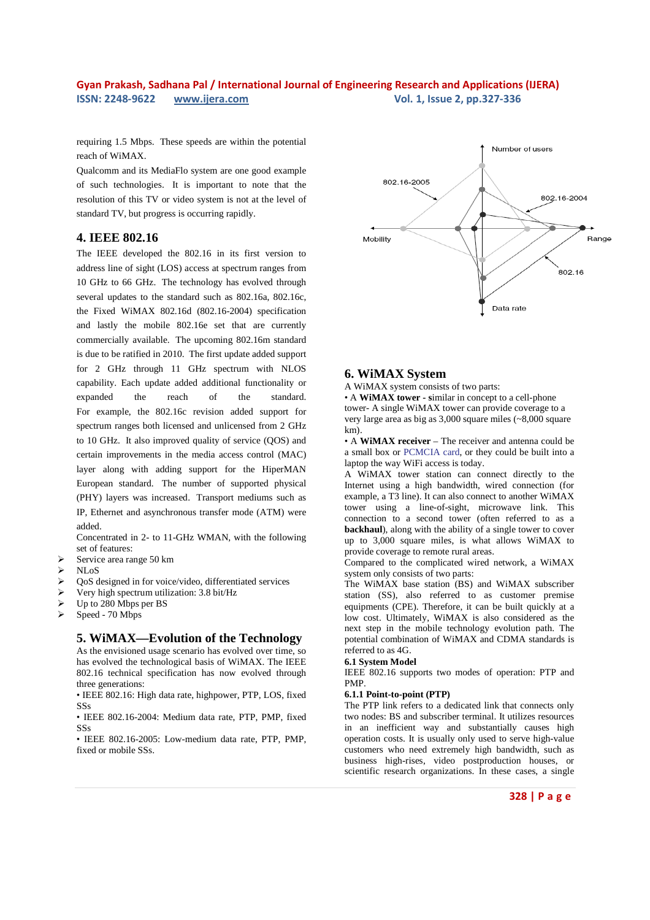requiring 1.5 Mbps. These speeds are within the potential reach of WiMAX.

Qualcomm and its MediaFlo system are one good example of such technologies. It is important to note that the resolution of this TV or video system is not at the level of standard TV, but progress is occurring rapidly.

## 4. IEEE 802.16

The IEEE developed the 802.16 in its first version to address line of sight (LOS) access at spectrum ranges from 10 GHz to 66 GHz. The technology has evolved through several updates to the standard such as 802.16a, 802.16c, the Fixed WiMAX 802.16d (802.16-2004) specification and lastly the mobile 802.16e set that are currently commercially available. The upcoming 802.16m standard is due to be ratified in 2010. The first update added support for 2 GHz through 11 GHz spectrum with NLOS capability. Each update added additional functionality or expanded the reach of the standard. For example, the 802.16c revision added support for spectrum ranges both licensed and unlicensed from 2 GHz to 10 GHz. It also improved quality of service (QOS) and certain improvements in the media access control (MAC) layer along with adding support for the HiperMAN European standard. The number of supported physical (PHY) layers was increased. Transport mediums such as IP, Ethernet and asynchronous transfer mode (ATM) were added.

Concentrated in 2- to 11-GHz WMAN, with the following set of features:

- Service area range 50 km
- NLoS
- QoS designed in for voice/video, differentiated services
- Very high spectrum utilization: 3.8 bit/Hz
- Up to 280 Mbps per BS
- Speed - 70 Mbps

## 5. WiMAX—Evolution of the Technology

As the envisioned usage scenario has evolved over time, so has evolved the technological basis of WiMAX. The IEEE 802.16 technical specification has now evolved through three generations:

• IEEE 802.16: High data rate, highpower, PTP, LOS, fixed SSs

• IEEE 802.16-2004: Medium data rate, PTP, PMP, fixed SSs

• IEEE 802.16-2005: Low-medium data rate, PTP, PMP, fixed or mobile SSs.

## 6. WiMAX System

A WiMAX system consists of two parts:

• A **WiMAX tower - s**imilar in concept to a cell-phone tower- A single WiMAX tower can provide coverage to a very large area as big as 3,000 square miles (~8,000 square km).

• A **WiMAX receiver** – The receiver and antenna could be a small box or PCMCIA card, or they could be built into a laptop the way WiFi access is today.

A WiMAX tower station can connect directly to the Internet using a high bandwidth, wired connection (for example, a T3 line). It can also connect to another WiMAX tower using a line-of-sight, microwave link. This connection to a second tower (often referred to as a **backhaul**), along with the ability of a single tower to cover up to 3,000 square miles, is what allows WiMAX to provide coverage to remote rural areas.

Compared to the complicated wired network, a WiMAX system only consists of two parts:

The WiMAX base station (BS) and WiMAX subscriber station (SS), also referred to as customer premise equipments (CPE). Therefore, it can be built quickly at a low cost. Ultimately, WiMAX is also considered as the next step in the mobile technology evolution path. The potential combination of WiMAX and CDMA standards is referred to as 4G.

### 6.1 System Model

IEEE 802.16 supports two modes of operation: PTP and PMP.

#### 6.1.1 Point-to-point (PTP)

The PTP link refers to a dedicated link that connects only two nodes: BS and subscriber terminal. It utilizes resources in an inefficient way and substantially causes high operation costs. It is usually only used to serve high-value customers who need extremely high bandwidth, such as business high-rises, video postproduction houses, or scientific research organizations. In these cases, a single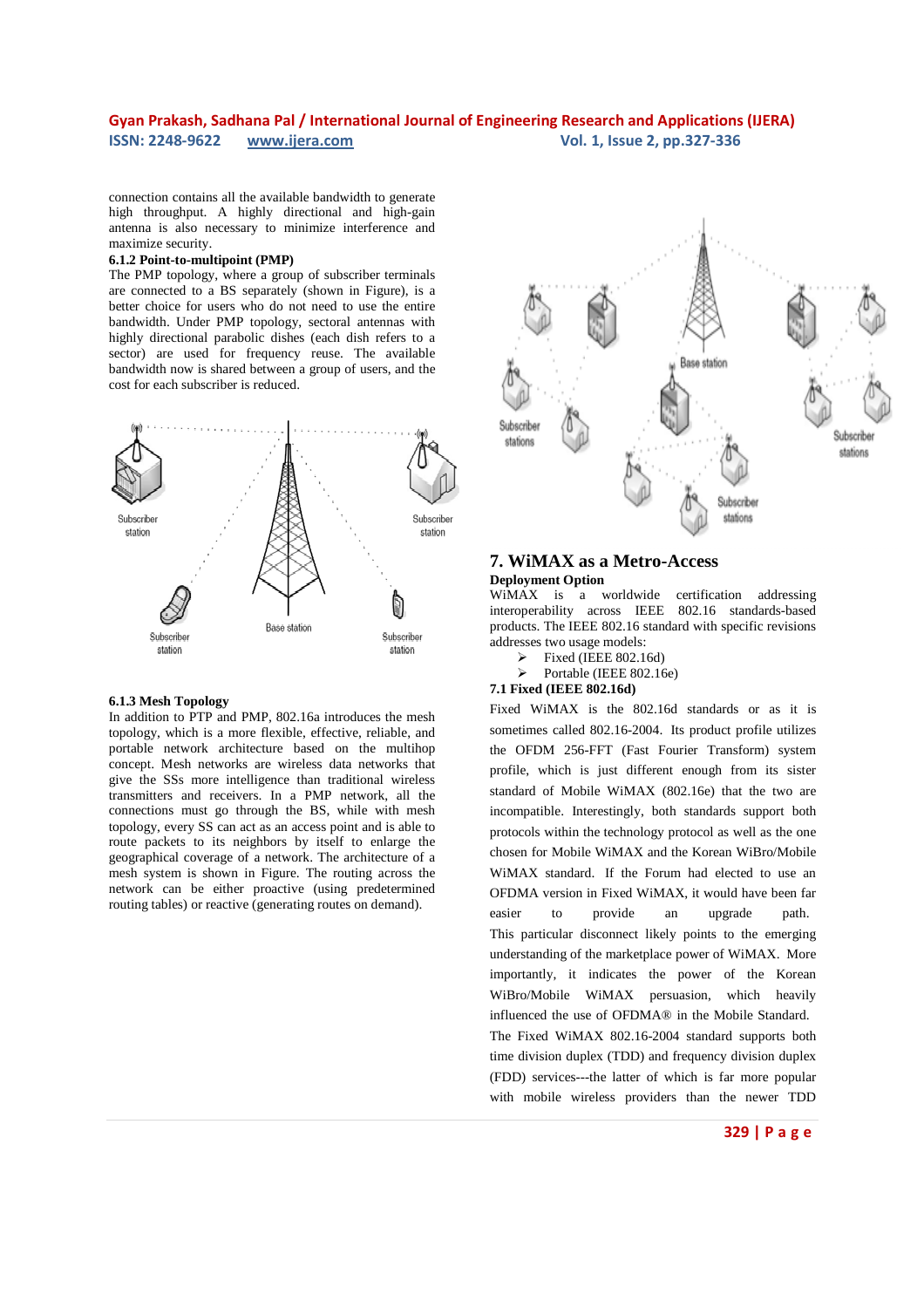connection contains all the available bandwidth to generate high throughput. A highly directional and high-gain antenna is also necessary to minimize interference and maximize security.

**6.1.2 Point-to-multipoint (PMP)**

The PMP topology, where a group of subscriber terminals are connected to a BS separately (shown in Figure), is a better choice for users who do not need to use the entire bandwidth. Under PMP topology, sectoral antennas with highly directional parabolic dishes (each dish refers to a sector) are used for frequency reuse. The available bandwidth now is shared between a group of users, and the cost for each subscriber is reduced.

**6.1.3 Mesh Topology**

In addition to PTP and PMP, 802.16a introduces the mesh topology, which is a more flexible, effective, reliable, and portable network architecture based on the multihop concept. Mesh networks are wireless data networks that give the SSs more intelligence than traditional wireless transmitters and receivers. In a PMP network, all the connections must go through the BS, while with mesh topology, every SS can act as an access point and is able to route packets to its neighbors by itself to enlarge the geographical coverage of a network. The architecture of a mesh system is shown in Figure. The routing across the network can be either proactive (using predetermined routing tables) or reactive (generating routes on demand).

## 7. WiMAX as a Metro-Access

**Deployment Option**

WiMAX is a worldwide certification addressing interoperability across IEEE 802.16 standards-based products. The IEEE 802.16 standard with specific revisions addresses two usage models:

- Fixed (IEEE 802.16d)
- Portable (IEEE 802.16e)

**7.1 Fixed (IEEE 802.16d)**

Fixed WiMAX is the 802.16d standards or as it is sometimes called 802.16-2004. Its product profile utilizes the OFDM 256-FFT (Fast Fourier Transform) system profile, which is just different enough from its sister standard of Mobile WiMAX (802.16e) that the two are incompatible. Interestingly, both standards support both protocols within the technology protocol as well as the one chosen for Mobile WiMAX and the Korean WiBro/Mobile WiMAX standard. If the Forum had elected to use an OFDMA version in Fixed WiMAX, it would have been far easier to provide an upgrade path. This particular disconnect likely points to the emerging understanding of the marketplace power of WiMAX. More importantly, it indicates the power of the Korean WiBro/Mobile WiMAX persuasion, which heavily influenced the use of OFDMA® in the Mobile Standard.

The Fixed WiMAX 802.16-2004 standard supports both time division duplex (TDD) and frequency division duplex (FDD) services---the latter of which is far more popular with mobile wireless providers than the newer TDD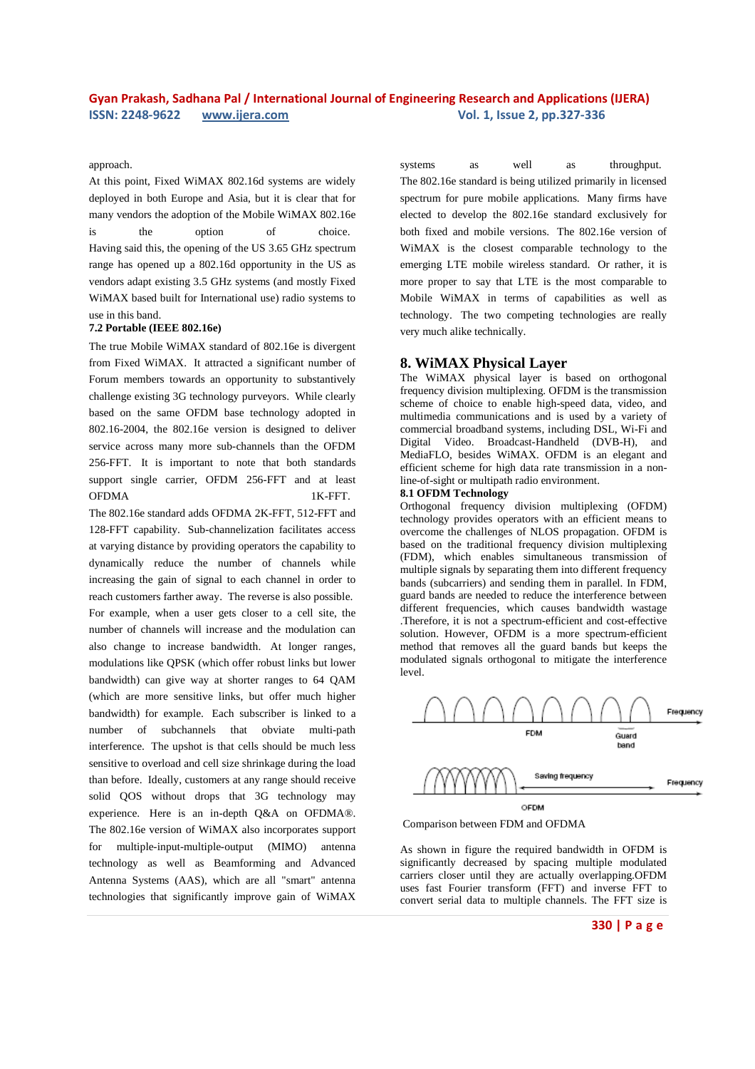approach.

At this point, Fixed WiMAX 802.16d systems are widely deployed in both Europe and Asia, but it is clear that for many vendors the adoption of the Mobile WiMAX 802.16e is the option of choice. Having said this, the opening of the US 3.65 GHz spectrum range has opened up a 802.16d opportunity in the US as vendors adapt existing 3.5 GHz systems (and mostly Fixed WiMAX based built for International use) radio systems to use in this band.

### 7.2 Portable (IEEE 802.16e)

The true Mobile WiMAX standard of 802.16e is divergent from Fixed WiMAX. It attracted a significant number of Forum members towards an opportunity to substantively challenge existing 3G technology purveyors. While clearly based on the same OFDM base technology adopted in 802.16-2004, the 802.16e version is designed to deliver service across many more sub-channels than the OFDM 256-FFT. It is important to note that both standards support single carrier, OFDM 256-FFT and at least OFDMA 1K-FFT. The 802.16e standard adds OFDMA 2K-FFT, 512-FFT and 128-FFT capability. Sub-channelization facilitates access at varying distance by providing operators the capability to dynamically reduce the number of channels while increasing the gain of signal to each channel in order to reach customers farther away. The reverse is also possible. For example, when a user gets closer to a cell site, the number of channels will increase and the modulation can also change to increase bandwidth. At longer ranges, modulations like QPSK (which offer robust links but lower bandwidth) can give way at shorter ranges to 64 QAM (which are more sensitive links, but offer much higher bandwidth) for example. Each subscriber is linked to a number of subchannels that obviate multi-path interference. The upshot is that cells should be much less sensitive to overload and cell size shrinkage during the load than before. Ideally, customers at any range should receive solid QOS without drops that 3G technology may experience. Here is an in-depth Q&A on OFDMA®. The 802.16e version of WiMAX also incorporates support for multiple-input-multiple-output (MIMO) antenna technology as well as Beamforming and Advanced Antenna Systems (AAS), which are all "smart" antenna technologies that significantly improve gain of WiMAX systems as well as throughput. The 802.16e standard is being utilized primarily in licensed spectrum for pure mobile applications. Many firms have elected to develop the 802.16e standard exclusively for both fixed and mobile versions. The 802.16e version of WiMAX is the closest comparable technology to the emerging LTE mobile wireless standard. Or rather, it is more proper to say that LTE is the most comparable to Mobile WiMAX in terms of capabilities as well as technology. The two competing technologies are really very much alike technically.

## 8. WiMAX Physical Layer

The WiMAX physical layer is based on orthogonal frequency division multiplexing. OFDM is the transmission scheme of choice to enable high-speed data, video, and multimedia communications and is used by a variety of commercial broadband systems, including DSL, Wi-Fi and Digital Video. Broadcast-Handheld (DVB-H), and MediaFLO, besides WiMAX. OFDM is an elegant and efficient scheme for high data rate transmission in a non-line-of-sight or multipath radio environment.

### 8.1 OFDM Technology

Orthogonal frequency division multiplexing (OFDM) technology provides operators with an efficient means to overcome the challenges of NLOS propagation. OFDM is based on the traditional frequency division multiplexing (FDM), which enables simultaneous transmission of multiple signals by separating them into different frequency bands (subcarriers) and sending them in parallel. In FDM, guard bands are needed to reduce the interference between different frequencies, which causes bandwidth wastage .Therefore, it is not a spectrum-efficient and cost-effective solution. However, OFDM is a more spectrum-efficient method that removes all the guard bands but keeps the modulated signals orthogonal to mitigate the interference level.

Comparison between FDM and OFDMA

As shown in figure the required bandwidth in OFDM is significantly decreased by spacing multiple modulated carriers closer until they are actually overlapping.OFDM uses fast Fourier transform (FFT) and inverse FFT to convert serial data to multiple channels. The FFT size is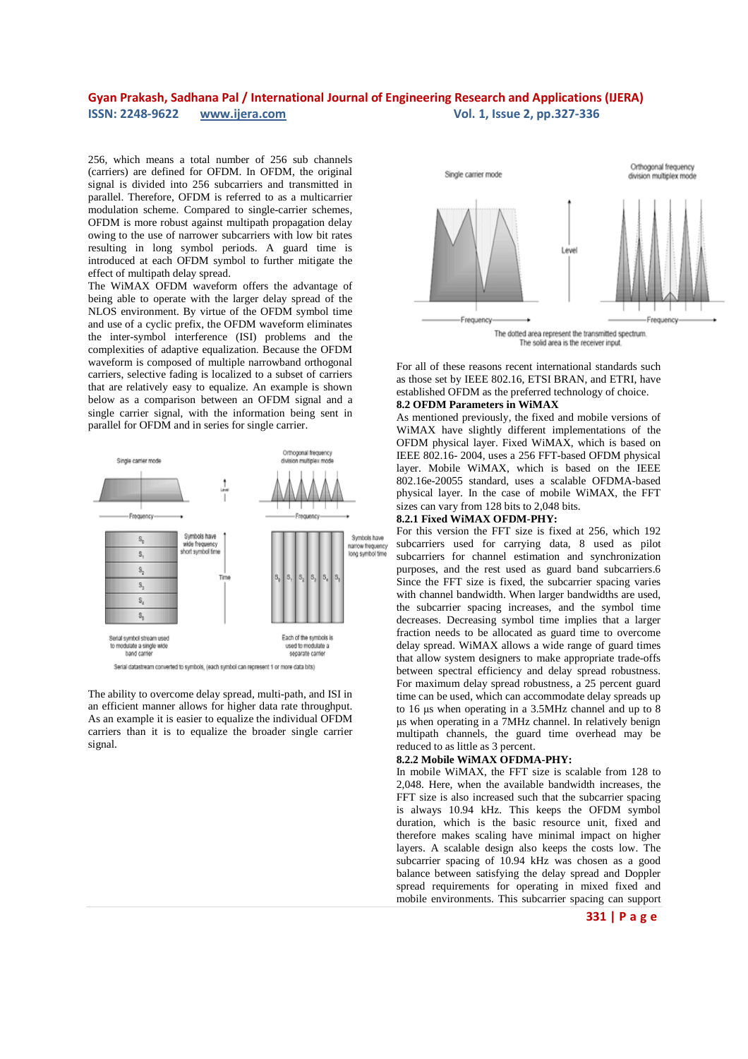256, which means a total number of 256 sub channels (carriers) are defined for OFDM. In OFDM, the original signal is divided into 256 subcarriers and transmitted in parallel. Therefore, OFDM is referred to as a multicarrier modulation scheme. Compared to single-carrier schemes, OFDM is more robust against multipath propagation delay owing to the use of narrower subcarriers with low bit rates resulting in long symbol periods. A guard time is introduced at each OFDM symbol to further mitigate the effect of multipath delay spread.

The WiMAX OFDM waveform offers the advantage of being able to operate with the larger delay spread of the NLOS environment. By virtue of the OFDM symbol time and use of a cyclic prefix, the OFDM waveform eliminates the inter-symbol interference (ISI) problems and the complexities of adaptive equalization. Because the OFDM waveform is composed of multiple narrowband orthogonal carriers, selective fading is localized to a subset of carriers that are relatively easy to equalize. An example is shown below as a comparison between an OFDM signal and a single carrier signal, with the information being sent in parallel for OFDM and in series for single carrier.

The ability to overcome delay spread, multi-path, and ISI in an efficient manner allows for higher data rate throughput. As an example it is easier to equalize the individual OFDM carriers than it is to equalize the broader single carrier signal.

For all of these reasons recent international standards such as those set by IEEE 802.16, ETSI BRAN, and ETRI, have established OFDM as the preferred technology of choice.

**8.2 OFDM Parameters in WiMAX**

As mentioned previously, the fixed and mobile versions of WiMAX have slightly different implementations of the OFDM physical layer. Fixed WiMAX, which is based on IEEE 802.16- 2004, uses a 256 FFT-based OFDM physical layer. Mobile WiMAX, which is based on the IEEE 802.16e-20055 standard, uses a scalable OFDMA-based physical layer. In the case of mobile WiMAX, the FFT sizes can vary from 128 bits to 2,048 bits.

**8.2.1 Fixed WiMAX OFDM-PHY:**

For this version the FFT size is fixed at 256, which 192 subcarriers used for carrying data, 8 used as pilot subcarriers for channel estimation and synchronization purposes, and the rest used as guard band subcarriers.6 Since the FFT size is fixed, the subcarrier spacing varies with channel bandwidth. When larger bandwidths are used, the subcarrier spacing increases, and the symbol time decreases. Decreasing symbol time implies that a larger fraction needs to be allocated as guard time to overcome delay spread. WiMAX allows a wide range of guard times that allow system designers to make appropriate trade-offs between spectral efficiency and delay spread robustness. For maximum delay spread robustness, a 25 percent guard time can be used, which can accommodate delay spreads up to 16 µs when operating in a 3.5MHz channel and up to 8 µs when operating in a 7MHz channel. In relatively benign multipath channels, the guard time overhead may be reduced to as little as 3 percent.

**8.2.2 Mobile WiMAX OFDMA-PHY:**

In mobile WiMAX, the FFT size is scalable from 128 to 2,048. Here, when the available bandwidth increases, the FFT size is also increased such that the subcarrier spacing is always 10.94 kHz. This keeps the OFDM symbol duration, which is the basic resource unit, fixed and therefore makes scaling have minimal impact on higher layers. A scalable design also keeps the costs low. The subcarrier spacing of 10.94 kHz was chosen as a good balance between satisfying the delay spread and Doppler spread requirements for operating in mixed fixed and mobile environments. This subcarrier spacing can support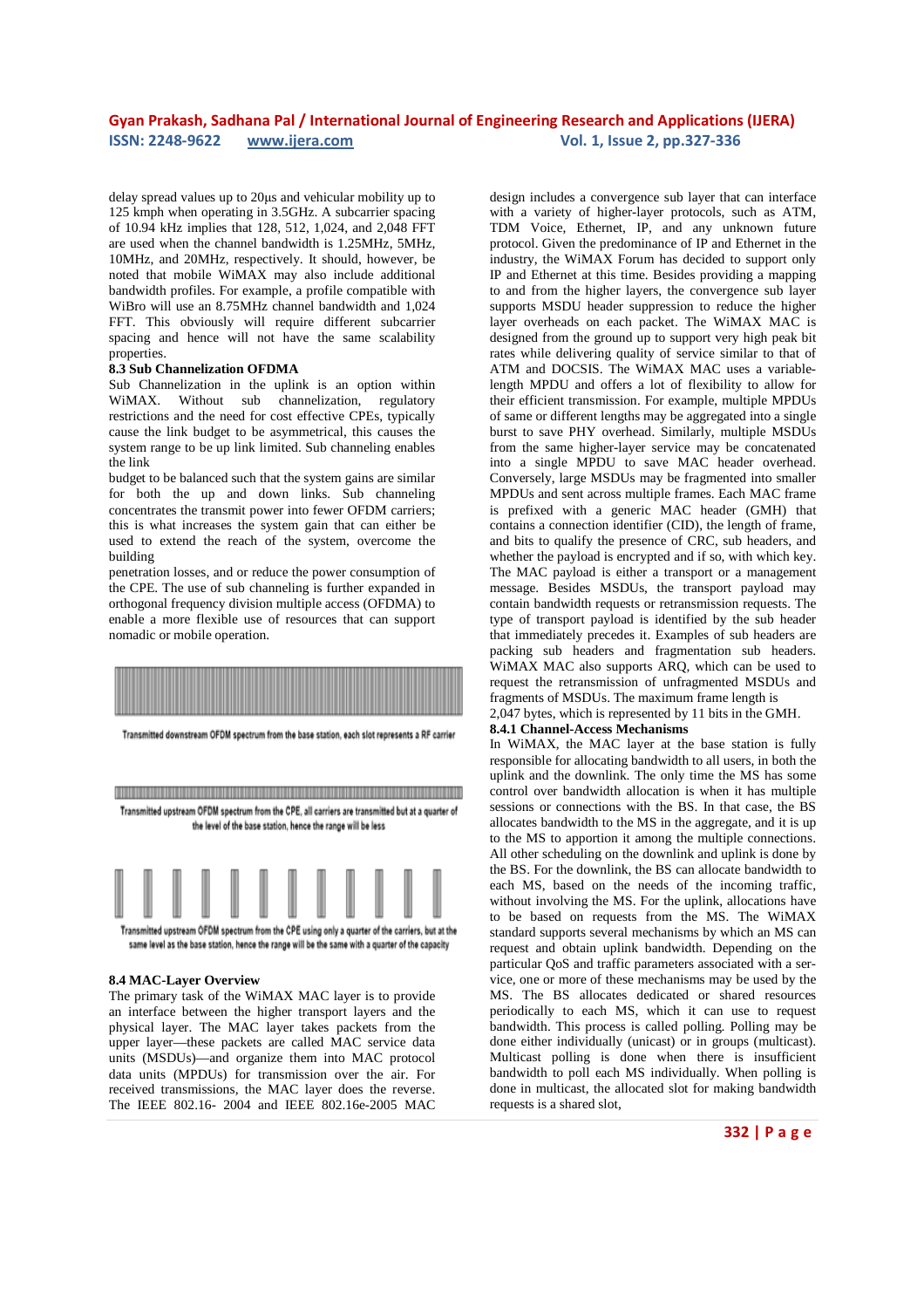delay spread values up to 20µs and vehicular mobility up to 125 kmph when operating in 3.5GHz. A subcarrier spacing of 10.94 kHz implies that 128, 512, 1,024, and 2,048 FFT are used when the channel bandwidth is 1.25MHz, 5MHz, 10MHz, and 20MHz, respectively. It should, however, be noted that mobile WiMAX may also include additional bandwidth profiles. For example, a profile compatible with WiBro will use an 8.75MHz channel bandwidth and 1,024 FFT. This obviously will require different subcarrier spacing and hence will not have the same scalability properties.

### 8.3 Sub Channelization OFDMA

Sub Channelization in the uplink is an option within WiMAX. Without sub channelization, regulatory restrictions and the need for cost effective CPEs, typically cause the link budget to be asymmetrical, this causes the system range to be up link limited. Sub channeling enables the link

budget to be balanced such that the system gains are similar for both the up and down links. Sub channeling concentrates the transmit power into fewer OFDM carriers; this is what increases the system gain that can either be used to extend the reach of the system, overcome the building

penetration losses, and or reduce the power consumption of the CPE. The use of sub channeling is further expanded in orthogonal frequency division multiple access (OFDMA) to enable a more flexible use of resources that can support nomadic or mobile operation.

Transmitted downstream OFDM spectrum from the base station, each slot represents a RF carrier

Transmitted upstream OFDM spectrum from the CPE, all carriers are transmitted but at a quarter of the level of the base station, hence the range will be less

Transmitted upstream OFDM spectrum from the CPE using only a quarter of the carriers, but at the same level as the base station, hence the range will be the same with a quarter of the capacity

### 8.4 MAC-Layer Overview

The primary task of the WiMAX MAC layer is to provide an interface between the higher transport layers and the physical layer. The MAC layer takes packets from the upper layer—these packets are called MAC service data units (MSDUs)—and organize them into MAC protocol data units (MPDUs) for transmission over the air. For received transmissions, the MAC layer does the reverse. The IEEE 802.16- 2004 and IEEE 802.16e-2005 MAC design includes a convergence sub layer that can interface with a variety of higher-layer protocols, such as ATM, TDM Voice, Ethernet, IP, and any unknown future protocol. Given the predominance of IP and Ethernet in the industry, the WiMAX Forum has decided to support only IP and Ethernet at this time. Besides providing a mapping to and from the higher layers, the convergence sub layer supports MSDU header suppression to reduce the higher layer overheads on each packet. The WiMAX MAC is designed from the ground up to support very high peak bit rates while delivering quality of service similar to that of ATM and DOCSIS. The WiMAX MAC uses a variable-length MPDU and offers a lot of flexibility to allow for their efficient transmission. For example, multiple MPDUs of same or different lengths may be aggregated into a single burst to save PHY overhead. Similarly, multiple MSDUs from the same higher-layer service may be concatenated into a single MPDU to save MAC header overhead. Conversely, large MSDUs may be fragmented into smaller MPDUs and sent across multiple frames. Each MAC frame is prefixed with a generic MAC header (GMH) that contains a connection identifier (CID), the length of frame, and bits to qualify the presence of CRC, sub headers, and whether the payload is encrypted and if so, with which key. The MAC payload is either a transport or a management message. Besides MSDUs, the transport payload may contain bandwidth requests or retransmission requests. The type of transport payload is identified by the sub header that immediately precedes it. Examples of sub headers are packing sub headers and fragmentation sub headers. WiMAX MAC also supports ARQ, which can be used to request the retransmission of unfragmented MSDUs and fragments of MSDUs. The maximum frame length is 2,047 bytes, which is represented by 11 bits in the GMH.

#### 8.4.1 Channel-Access Mechanisms

In WiMAX, the MAC layer at the base station is fully responsible for allocating bandwidth to all users, in both the uplink and the downlink. The only time the MS has some control over bandwidth allocation is when it has multiple sessions or connections with the BS. In that case, the BS allocates bandwidth to the MS in the aggregate, and it is up to the MS to apportion it among the multiple connections. All other scheduling on the downlink and uplink is done by the BS. For the downlink, the BS can allocate bandwidth to each MS, based on the needs of the incoming traffic, without involving the MS. For the uplink, allocations have to be based on requests from the MS. The WiMAX standard supports several mechanisms by which an MS can request and obtain uplink bandwidth. Depending on the particular QoS and traffic parameters associated with a service, one or more of these mechanisms may be used by the MS. The BS allocates dedicated or shared resources periodically to each MS, which it can use to request bandwidth. This process is called polling. Polling may be done either individually (unicast) or in groups (multicast). Multicast polling is done when there is insufficient bandwidth to poll each MS individually. When polling is done in multicast, the allocated slot for making bandwidth requests is a shared slot,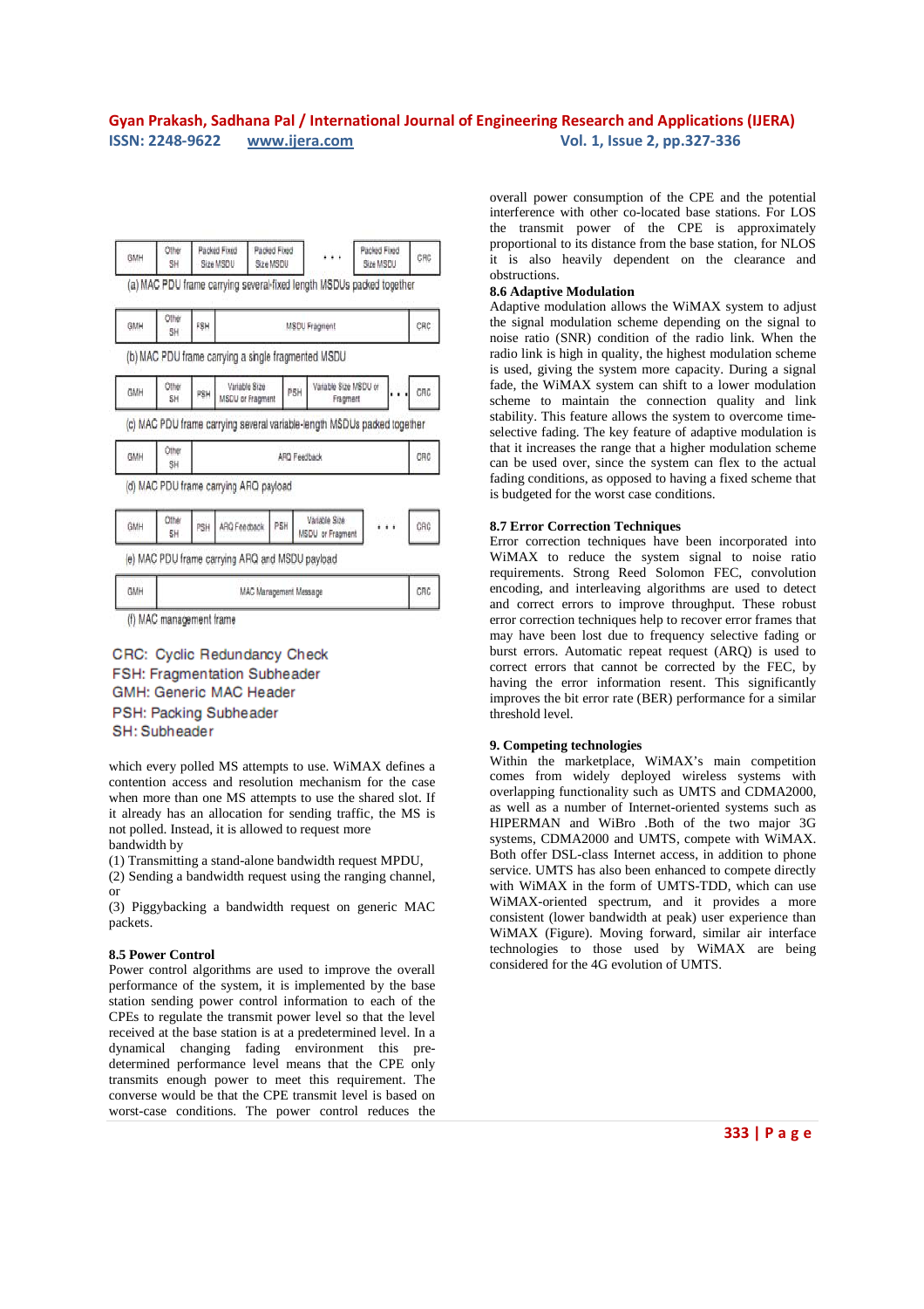| GMH | Other SH | Packed Fixed Size MSDU | Packed Fixed Size MSDU | . . . | Packed Fixed Size MSDU | CRC |
|---|---|---|---|---|---|---|

(a) MAC PDU frame carrying several-fixed length MSDUs packed together

| GMH | Other SH | FSH | MSDU Fragment | CRC |
|---|---|---|---|---|

(b) MAC PDU frame carrying a single fragmented MSDU

| GMH | Other SH | PSH | Variable Size MSDU or Fragment | PSH | Variable Size MSDU or Fragment | . . . | CRC |
|---|---|---|---|---|---|---|---|

(c) MAC PDU frame carrying several variable-length MSDUs packed together

| GMH | Other SH | ARQ Feedback | CRC |
|---|---|---|---|

(d) MAC PDU frame carrying ARQ payload

| GMH | Other SH | PSH | ARQ Feedback | PSH | Variable Size MSDU or Fragment | . . . | CRC |
|---|---|---|---|---|---|---|---|

(e) MAC PDU frame carrying ARQ and MSDU payload

| GMH | MAC Management Message | CRC |
|---|---|---|

(f) MAC management frame

CRC: Cyclic Redundancy Check
FSH: Fragmentation Subheader
GMH: Generic MAC Header
PSH: Packing Subheader
SH: Subheader

which every polled MS attempts to use. WiMAX defines a contention access and resolution mechanism for the case when more than one MS attempts to use the shared slot. If it already has an allocation for sending traffic, the MS is not polled. Instead, it is allowed to request more bandwidth by

(1) Transmitting a stand-alone bandwidth request MPDU,
(2) Sending a bandwidth request using the ranging channel, or
(3) Piggybacking a bandwidth request on generic MAC packets.

### 8.5 Power Control

Power control algorithms are used to improve the overall performance of the system, it is implemented by the base station sending power control information to each of the CPEs to regulate the transmit power level so that the level received at the base station is at a predetermined level. In a dynamical changing fading environment this pre-determined performance level means that the CPE only transmits enough power to meet this requirement. The converse would be that the CPE transmit level is based on worst-case conditions. The power control reduces the overall power consumption of the CPE and the potential interference with other co-located base stations. For LOS the transmit power of the CPE is approximately proportional to its distance from the base station, for NLOS it is also heavily dependent on the clearance and obstructions.

### 8.6 Adaptive Modulation

Adaptive modulation allows the WiMAX system to adjust the signal modulation scheme depending on the signal to noise ratio (SNR) condition of the radio link. When the radio link is high in quality, the highest modulation scheme is used, giving the system more capacity. During a signal fade, the WiMAX system can shift to a lower modulation scheme to maintain the connection quality and link stability. This feature allows the system to overcome time-selective fading. The key feature of adaptive modulation is that it increases the range that a higher modulation scheme can be used over, since the system can flex to the actual fading conditions, as opposed to having a fixed scheme that is budgeted for the worst case conditions.

### 8.7 Error Correction Techniques

Error correction techniques have been incorporated into WiMAX to reduce the system signal to noise ratio requirements. Strong Reed Solomon FEC, convolution encoding, and interleaving algorithms are used to detect and correct errors to improve throughput. These robust error correction techniques help to recover error frames that may have been lost due to frequency selective fading or burst errors. Automatic repeat request (ARQ) is used to correct errors that cannot be corrected by the FEC, by having the error information resent. This significantly improves the bit error rate (BER) performance for a similar threshold level.

## 9. Competing technologies

Within the marketplace, WiMAX's main competition comes from widely deployed wireless systems with overlapping functionality such as UMTS and CDMA2000, as well as a number of Internet-oriented systems such as HIPERMAN and WiBro .Both of the two major 3G systems, CDMA2000 and UMTS, compete with WiMAX. Both offer DSL-class Internet access, in addition to phone service. UMTS has also been enhanced to compete directly with WiMAX in the form of UMTS-TDD, which can use WiMAX-oriented spectrum, and it provides a more consistent (lower bandwidth at peak) user experience than WiMAX (Figure). Moving forward, similar air interface technologies to those used by WiMAX are being considered for the 4G evolution of UMTS.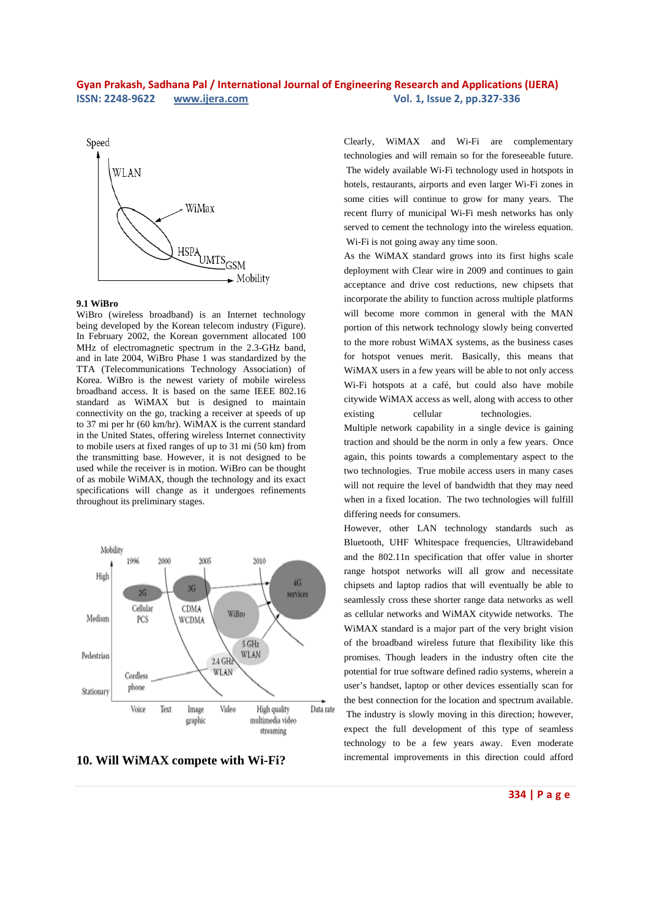### 9.1 WiBro

WiBro (wireless broadband) is an Internet technology being developed by the Korean telecom industry (Figure). In February 2002, the Korean government allocated 100 MHz of electromagnetic spectrum in the 2.3-GHz band, and in late 2004, WiBro Phase 1 was standardized by the TTA (Telecommunications Technology Association) of Korea. WiBro is the newest variety of mobile wireless broadband access. It is based on the same IEEE 802.16 standard as WiMAX but is designed to maintain connectivity on the go, tracking a receiver at speeds of up to 37 mi per hr (60 km/hr). WiMAX is the current standard in the United States, offering wireless Internet connectivity to mobile users at fixed ranges of up to 31 mi (50 km) from the transmitting base. However, it is not designed to be used while the receiver is in motion. WiBro can be thought of as mobile WiMAX, though the technology and its exact specifications will change as it undergoes refinements throughout its preliminary stages.

## 10. Will WiMAX compete with Wi-Fi?

Clearly, WiMAX and Wi-Fi are complementary technologies and will remain so for the foreseeable future. The widely available Wi-Fi technology used in hotspots in hotels, restaurants, airports and even larger Wi-Fi zones in some cities will continue to grow for many years. The recent flurry of municipal Wi-Fi mesh networks has only served to cement the technology into the wireless equation. Wi-Fi is not going away any time soon.

As the WiMAX standard grows into its first highs scale deployment with Clear wire in 2009 and continues to gain acceptance and drive cost reductions, new chipsets that incorporate the ability to function across multiple platforms will become more common in general with the MAN portion of this network technology slowly being converted to the more robust WiMAX systems, as the business cases for hotspot venues merit. Basically, this means that WiMAX users in a few years will be able to not only access Wi-Fi hotspots at a café, but could also have mobile citywide WiMAX access as well, along with access to other existing cellular technologies.

Multiple network capability in a single device is gaining traction and should be the norm in only a few years. Once again, this points towards a complementary aspect to the two technologies. True mobile access users in many cases will not require the level of bandwidth that they may need when in a fixed location. The two technologies will fulfill differing needs for consumers.

However, other LAN technology standards such as Bluetooth, UHF Whitespace frequencies, Ultrawideband and the 802.11n specification that offer value in shorter range hotspot networks will all grow and necessitate chipsets and laptop radios that will eventually be able to seamlessly cross these shorter range data networks as well as cellular networks and WiMAX citywide networks. The WiMAX standard is a major part of the very bright vision of the broadband wireless future that flexibility like this promises. Though leaders in the industry often cite the potential for true software defined radio systems, wherein a user's handset, laptop or other devices essentially scan for the best connection for the location and spectrum available. The industry is slowly moving in this direction; however, expect the full development of this type of seamless technology to be a few years away. Even moderate incremental improvements in this direction could afford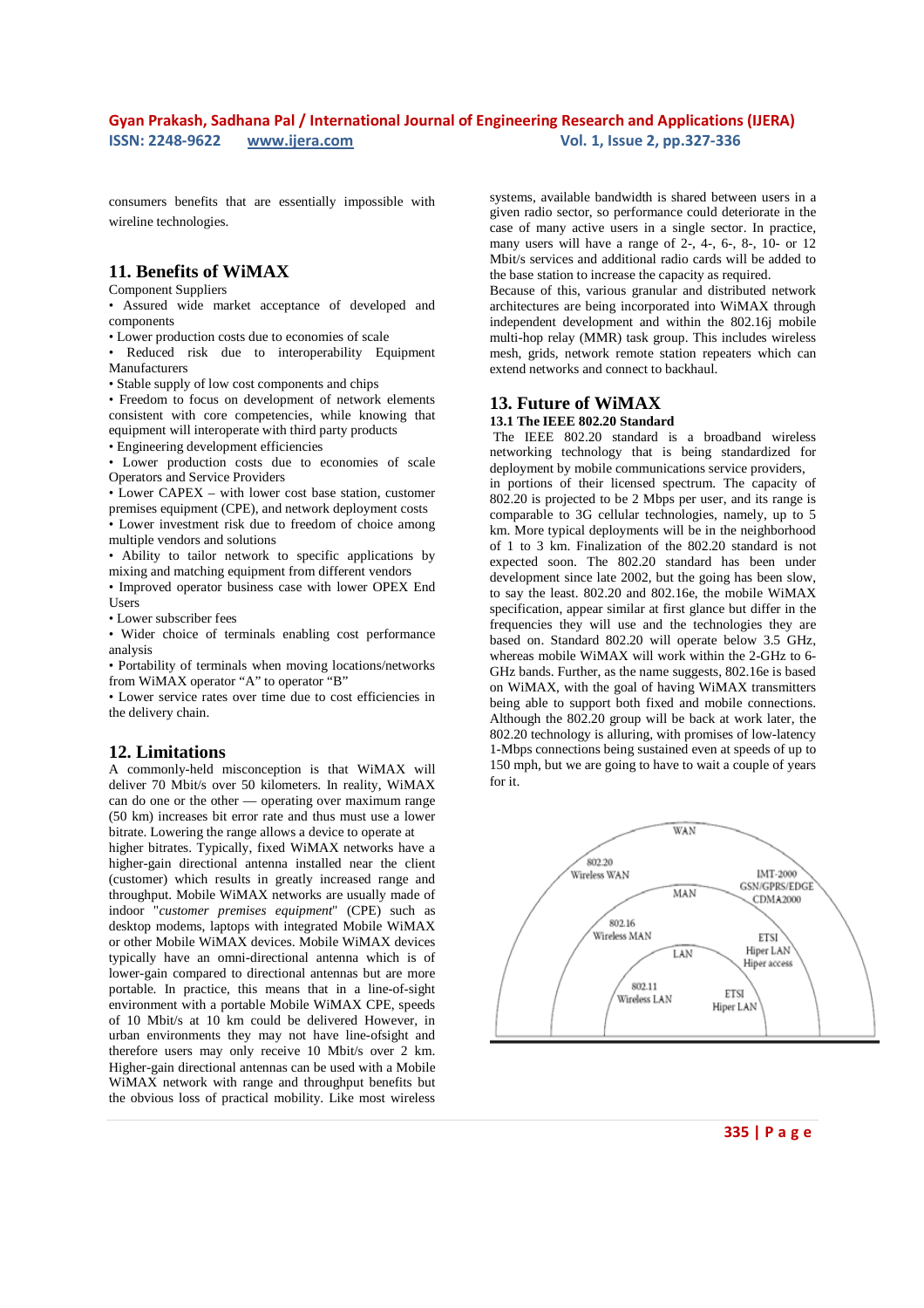consumers benefits that are essentially impossible with wireline technologies.

## 11. Benefits of WiMAX

Component Suppliers

- Assured wide market acceptance of developed and components
- Lower production costs due to economies of scale
- Reduced risk due to interoperability Equipment Manufacturers
- Stable supply of low cost components and chips
- Freedom to focus on development of network elements consistent with core competencies, while knowing that equipment will interoperate with third party products
- Engineering development efficiencies
- Lower production costs due to economies of scale Operators and Service Providers
- Lower CAPEX – with lower cost base station, customer premises equipment (CPE), and network deployment costs
- Lower investment risk due to freedom of choice among multiple vendors and solutions
- Ability to tailor network to specific applications by mixing and matching equipment from different vendors
- Improved operator business case with lower OPEX End Users
- Lower subscriber fees
- Wider choice of terminals enabling cost performance analysis
- Portability of terminals when moving locations/networks from WiMAX operator "A" to operator "B"
- Lower service rates over time due to cost efficiencies in the delivery chain.

## 12. Limitations

A commonly-held misconception is that WiMAX will deliver 70 Mbit/s over 50 kilometers. In reality, WiMAX can do one or the other — operating over maximum range (50 km) increases bit error rate and thus must use a lower bitrate. Lowering the range allows a device to operate at higher bitrates. Typically, fixed WiMAX networks have a higher-gain directional antenna installed near the client (customer) which results in greatly increased range and throughput. Mobile WiMAX networks are usually made of indoor "*customer premises equipment*" (CPE) such as desktop modems, laptops with integrated Mobile WiMAX or other Mobile WiMAX devices. Mobile WiMAX devices typically have an omni-directional antenna which is of lower-gain compared to directional antennas but are more portable. In practice, this means that in a line-of-sight environment with a portable Mobile WiMAX CPE, speeds of 10 Mbit/s at 10 km could be delivered However, in urban environments they may not have line-ofsight and therefore users may only receive 10 Mbit/s over 2 km. Higher-gain directional antennas can be used with a Mobile WiMAX network with range and throughput benefits but the obvious loss of practical mobility. Like most wireless systems, available bandwidth is shared between users in a given radio sector, so performance could deteriorate in the case of many active users in a single sector. In practice, many users will have a range of 2-, 4-, 6-, 8-, 10- or 12 Mbit/s services and additional radio cards will be added to the base station to increase the capacity as required.

Because of this, various granular and distributed network architectures are being incorporated into WiMAX through independent development and within the 802.16j mobile multi-hop relay (MMR) task group. This includes wireless mesh, grids, network remote station repeaters which can extend networks and connect to backhaul.

## 13. Future of WiMAX

### 13.1 The IEEE 802.20 Standard

The IEEE 802.20 standard is a broadband wireless networking technology that is being standardized for deployment by mobile communications service providers, in portions of their licensed spectrum. The capacity of 802.20 is projected to be 2 Mbps per user, and its range is comparable to 3G cellular technologies, namely, up to 5 km. More typical deployments will be in the neighborhood of 1 to 3 km. Finalization of the 802.20 standard is not expected soon. The 802.20 standard has been under development since late 2002, but the going has been slow, to say the least. 802.20 and 802.16e, the mobile WiMAX specification, appear similar at first glance but differ in the frequencies they will use and the technologies they are based on. Standard 802.20 will operate below 3.5 GHz, whereas mobile WiMAX will work within the 2-GHz to 6-GHz bands. Further, as the name suggests, 802.16e is based on WiMAX, with the goal of having WiMAX transmitters being able to support both fixed and mobile connections. Although the 802.20 group will be back at work later, the 802.20 technology is alluring, with promises of low-latency 1-Mbps connections being sustained even at speeds of up to 150 mph, but we are going to have to wait a couple of years for it.

WAN | 802.20 Wireless WAN | IMT-2000 GSN/GPRS/EDGE CDMA2000 | MAN | 802.16 Wireless MAN | ETSI Hiper LAN Hiper access | LAN | 802.11 Wireless LAN | ETSI Hiper LAN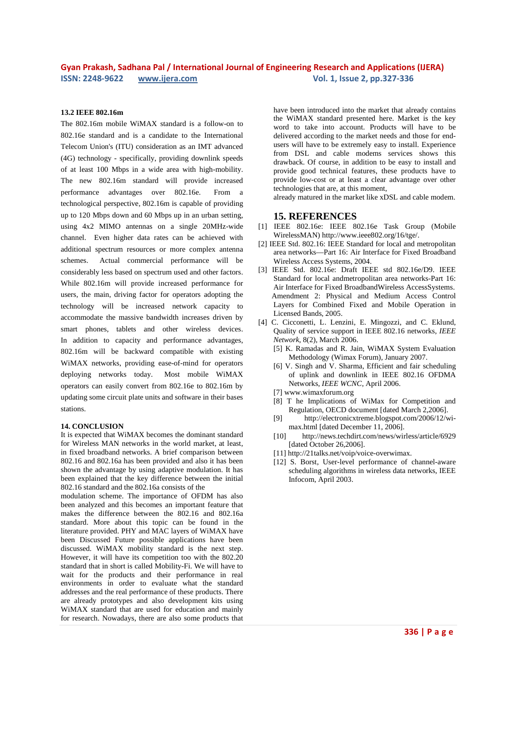### 13.2 IEEE 802.16m

The 802.16m mobile WiMAX standard is a follow-on to 802.16e standard and is a candidate to the International Telecom Union's (ITU) consideration as an IMT advanced (4G) technology - specifically, providing downlink speeds of at least 100 Mbps in a wide area with high-mobility. The new 802.16m standard will provide increased performance advantages over 802.16e. From a technological perspective, 802.16m is capable of providing up to 120 Mbps down and 60 Mbps up in an urban setting, using 4x2 MIMO antennas on a single 20MHz-wide channel. Even higher data rates can be achieved with additional spectrum resources or more complex antenna schemes. Actual commercial performance will be considerably less based on spectrum used and other factors. While 802.16m will provide increased performance for users, the main, driving factor for operators adopting the technology will be increased network capacity to accommodate the massive bandwidth increases driven by smart phones, tablets and other wireless devices. In addition to capacity and performance advantages, 802.16m will be backward compatible with existing WiMAX networks, providing ease-of-mind for operators deploying networks today. Most mobile WiMAX operators can easily convert from 802.16e to 802.16m by updating some circuit plate units and software in their bases stations.

### 14. CONCLUSION

It is expected that WiMAX becomes the dominant standard for Wireless MAN networks in the world market, at least, in fixed broadband networks. A brief comparison between 802.16 and 802.16a has been provided and also it has been shown the advantage by using adaptive modulation. It has been explained that the key difference between the initial 802.16 standard and the 802.16a consists of the modulation scheme. The importance of OFDM has also been analyzed and this becomes an important feature that makes the difference between the 802.16 and 802.16a standard. More about this topic can be found in the literature provided. PHY and MAC layers of WiMAX have been Discussed Future possible applications have been discussed. WiMAX mobility standard is the next step. However, it will have its competition too with the 802.20 standard that in short is called Mobility-Fi. We will have to wait for the products and their performance in real environments in order to evaluate what the standard addresses and the real performance of these products. There are already prototypes and also development kits using WiMAX standard that are used for education and mainly for research. Nowadays, there are also some products that have been introduced into the market that already contains the WiMAX standard presented here. Market is the key word to take into account. Products will have to be delivered according to the market needs and those for end-users will have to be extremely easy to install. Experience from DSL and cable modems services shows this drawback. Of course, in addition to be easy to install and provide good technical features, these products have to provide low-cost or at least a clear advantage over other technologies that are, at this moment,

already matured in the market like xDSL and cable modem.

## 15. REFERENCES

[1] IEEE 802.16e: IEEE 802.16e Task Group (Mobile WirelessMAN) http://www.ieee802.org/16/tge/.

[2] IEEE Std. 802.16: IEEE Standard for local and metropolitan area networks—Part 16: Air Interface for Fixed Broadband Wireless Access Systems, 2004.

[3] IEEE Std. 802.16e: Draft IEEE std 802.16e/D9. IEEE Standard for local andmetropolitan area networks-Part 16: Air Interface for Fixed BroadbandWireless AccessSystems. Amendment 2: Physical and Medium Access Control Layers for Combined Fixed and Mobile Operation in Licensed Bands, 2005.

[4] C. Cicconetti, L. Lenzini, E. Mingozzi, and C. Eklund, Quality of service support in IEEE 802.16 networks, *IEEE Network*, 8(2), March 2006.

[5] K. Ramadas and R. Jain, WiMAX System Evaluation Methodology (Wimax Forum), January 2007.

[6] V. Singh and V. Sharma, Efficient and fair scheduling of uplink and downlink in IEEE 802.16 OFDMA Networks, *IEEE WCNC*, April 2006.

[7] www.wimaxforum.org

[8] T he Implications of WiMax for Competition and Regulation, OECD document [dated March 2,2006].

[9] http://electronicxtreme.blogspot.com/2006/12/wi-max.html [dated December 11, 2006].

[10] http://news.techdirt.com/news/wirless/article/6929 [dated October 26,2006].

[11] http://21talks.net/voip/voice-overwimax.

[12] S. Borst, User-level performance of channel-aware scheduling algorithms in wireless data networks, IEEE Infocom, April 2003.